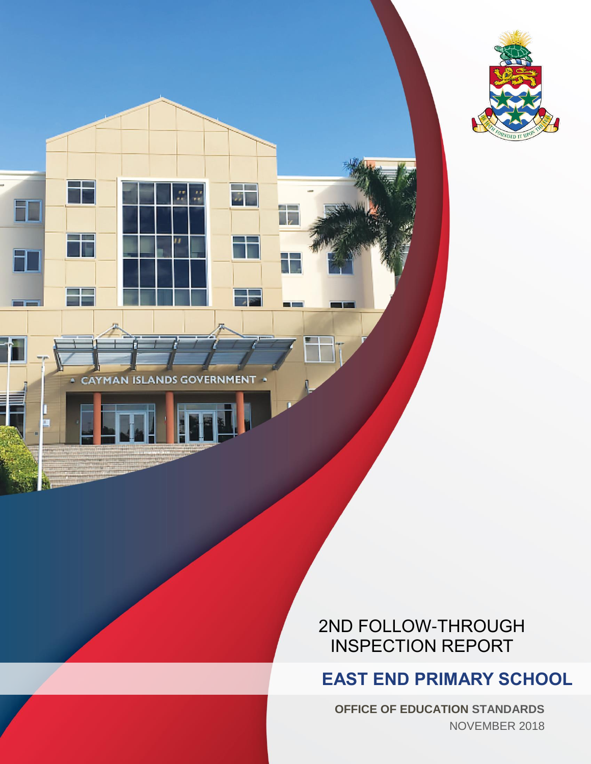2ND FOLLOW-THROUGH INSPECTION REPORT

# EAST END PRIMARY SCHOOL

**OFFICE OF EDUCATION STANDARDS**

NOVEMBER 2018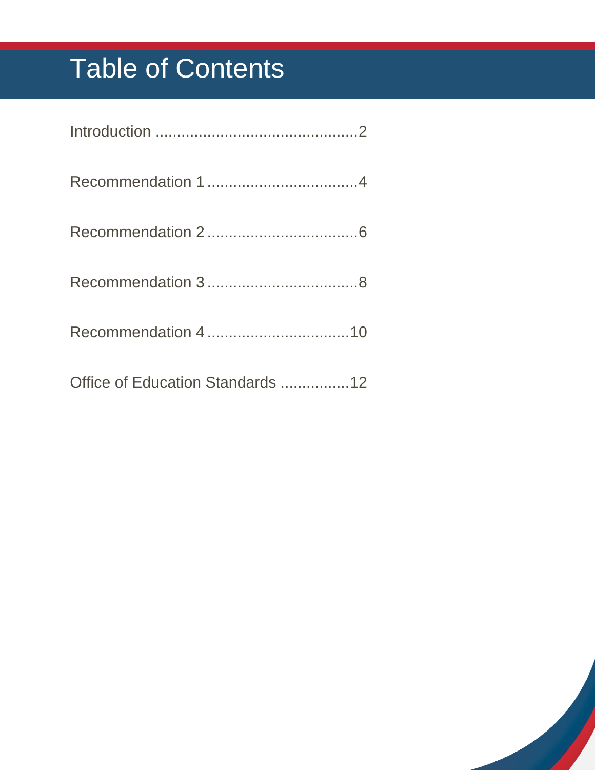# Table of Contents

Introduction ..............................................2

Recommendation 1 ..................................4

Recommendation 2 ..................................6

Recommendation 3 ..................................8

Recommendation 4 ................................10

Office of Education Standards ................12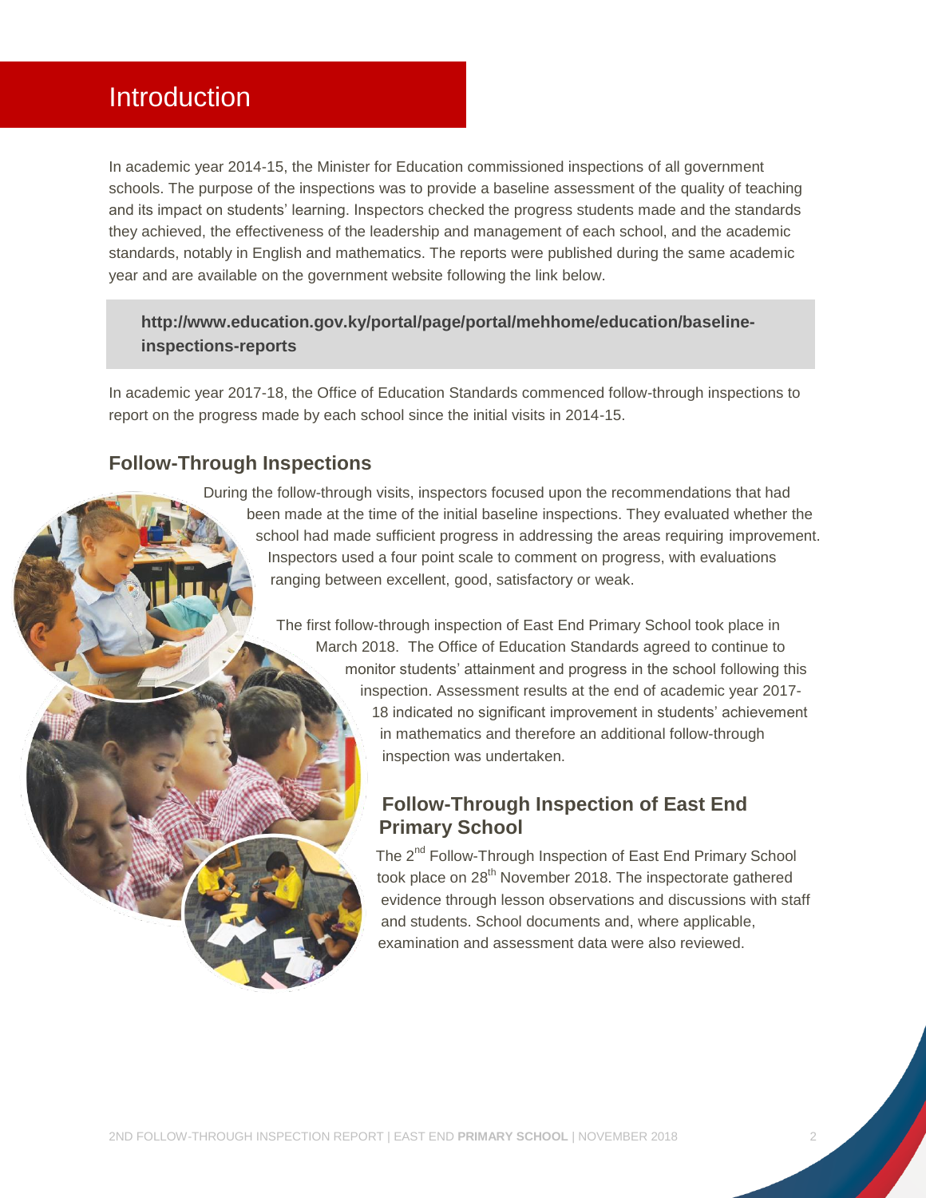# Introduction

In academic year 2014-15, the Minister for Education commissioned inspections of all government schools. The purpose of the inspections was to provide a baseline assessment of the quality of teaching and its impact on students' learning. Inspectors checked the progress students made and the standards they achieved, the effectiveness of the leadership and management of each school, and the academic standards, notably in English and mathematics. The reports were published during the same academic year and are available on the government website following the link below.

**http://www.education.gov.ky/portal/page/portal/mehhome/education/baseline-inspections-reports**

In academic year 2017-18, the Office of Education Standards commenced follow-through inspections to report on the progress made by each school since the initial visits in 2014-15.

## Follow-Through Inspections

During the follow-through visits, inspectors focused upon the recommendations that had been made at the time of the initial baseline inspections. They evaluated whether the school had made sufficient progress in addressing the areas requiring improvement. Inspectors used a four point scale to comment on progress, with evaluations ranging between excellent, good, satisfactory or weak.

The first follow-through inspection of East End Primary School took place in March 2018. The Office of Education Standards agreed to continue to monitor students' attainment and progress in the school following this inspection. Assessment results at the end of academic year 2017-18 indicated no significant improvement in students' achievement in mathematics and therefore an additional follow-through inspection was undertaken.

## Follow-Through Inspection of East End Primary School

The 2nd Follow-Through Inspection of East End Primary School took place on 28th November 2018. The inspectorate gathered evidence through lesson observations and discussions with staff and students. School documents and, where applicable, examination and assessment data were also reviewed.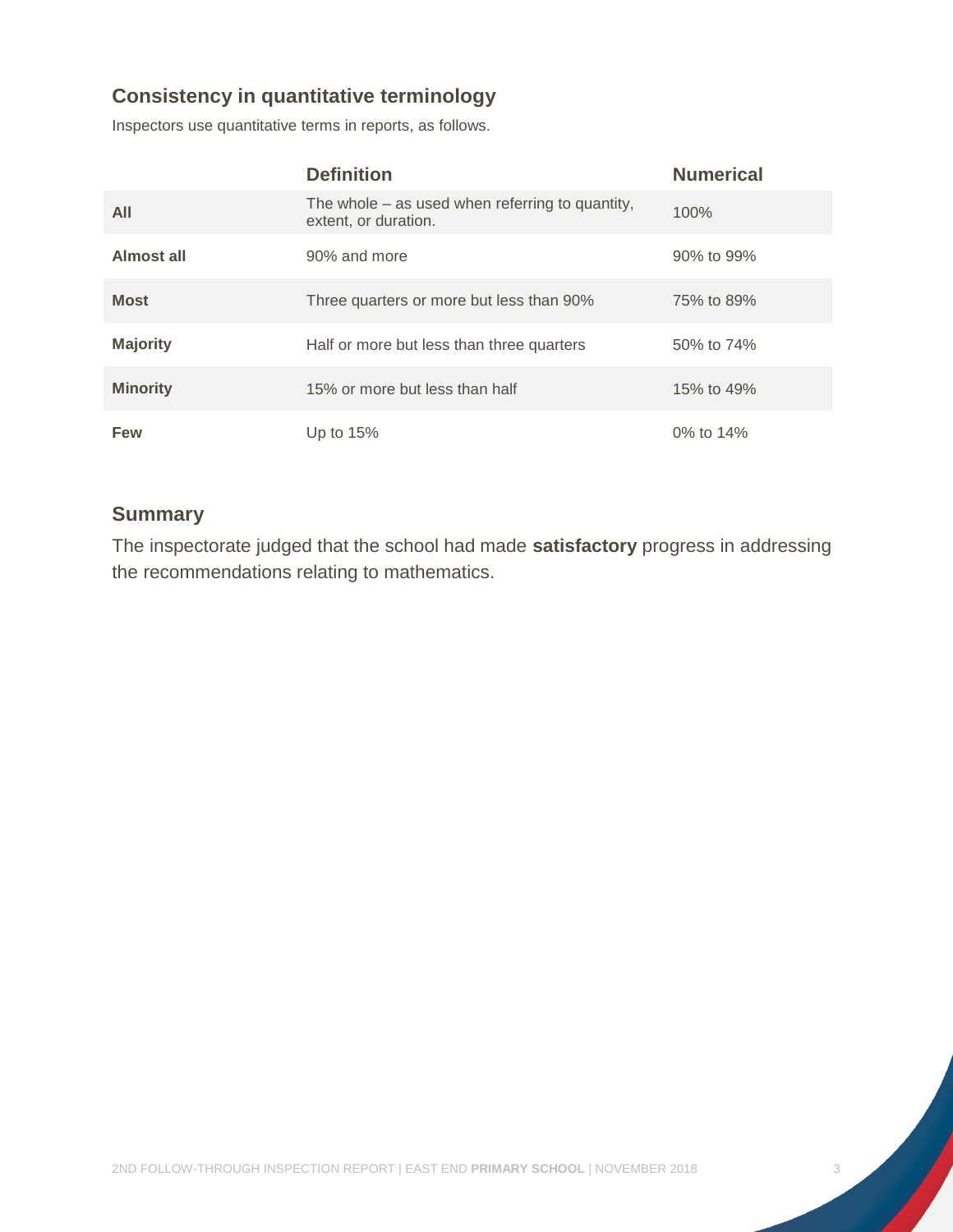## Consistency in quantitative terminology

Inspectors use quantitative terms in reports, as follows.

| | Definition | Numerical |
|---|---|---|
| **All** | The whole – as used when referring to quantity, extent, or duration. | 100% |
| **Almost all** | 90% and more | 90% to 99% |
| **Most** | Three quarters or more but less than 90% | 75% to 89% |
| **Majority** | Half or more but less than three quarters | 50% to 74% |
| **Minority** | 15% or more but less than half | 15% to 49% |
| **Few** | Up to 15% | 0% to 14% |

## Summary

The inspectorate judged that the school had made **satisfactory** progress in addressing the recommendations relating to mathematics.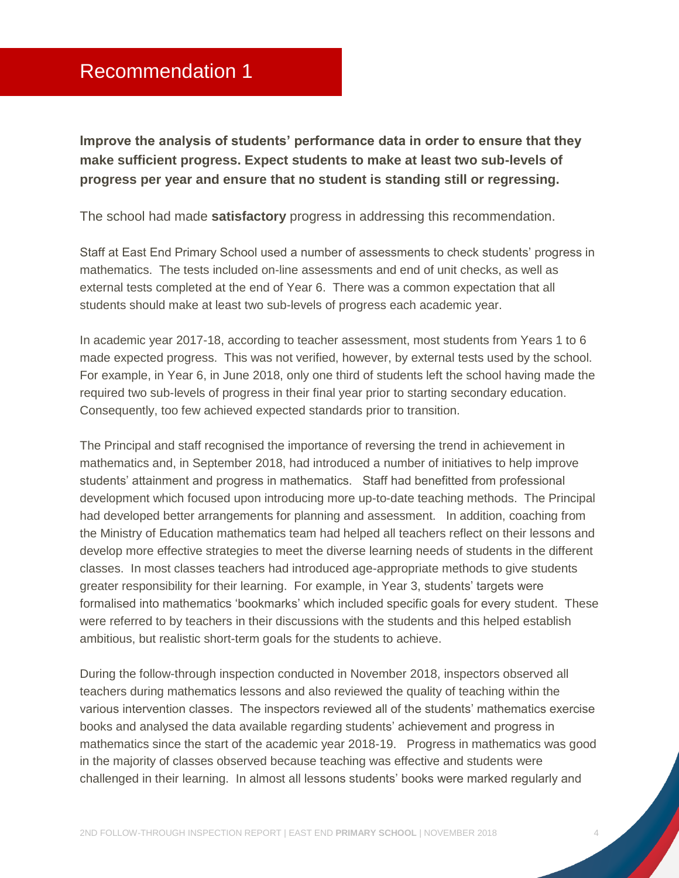# Recommendation 1

**Improve the analysis of students' performance data in order to ensure that they make sufficient progress. Expect students to make at least two sub-levels of progress per year and ensure that no student is standing still or regressing.**

The school had made **satisfactory** progress in addressing this recommendation.

Staff at East End Primary School used a number of assessments to check students' progress in mathematics. The tests included on-line assessments and end of unit checks, as well as external tests completed at the end of Year 6. There was a common expectation that all students should make at least two sub-levels of progress each academic year.

In academic year 2017-18, according to teacher assessment, most students from Years 1 to 6 made expected progress. This was not verified, however, by external tests used by the school. For example, in Year 6, in June 2018, only one third of students left the school having made the required two sub-levels of progress in their final year prior to starting secondary education. Consequently, too few achieved expected standards prior to transition.

The Principal and staff recognised the importance of reversing the trend in achievement in mathematics and, in September 2018, had introduced a number of initiatives to help improve students' attainment and progress in mathematics. Staff had benefitted from professional development which focused upon introducing more up-to-date teaching methods. The Principal had developed better arrangements for planning and assessment. In addition, coaching from the Ministry of Education mathematics team had helped all teachers reflect on their lessons and develop more effective strategies to meet the diverse learning needs of students in the different classes. In most classes teachers had introduced age-appropriate methods to give students greater responsibility for their learning. For example, in Year 3, students' targets were formalised into mathematics 'bookmarks' which included specific goals for every student. These were referred to by teachers in their discussions with the students and this helped establish ambitious, but realistic short-term goals for the students to achieve.

During the follow-through inspection conducted in November 2018, inspectors observed all teachers during mathematics lessons and also reviewed the quality of teaching within the various intervention classes. The inspectors reviewed all of the students' mathematics exercise books and analysed the data available regarding students' achievement and progress in mathematics since the start of the academic year 2018-19. Progress in mathematics was good in the majority of classes observed because teaching was effective and students were challenged in their learning. In almost all lessons students' books were marked regularly and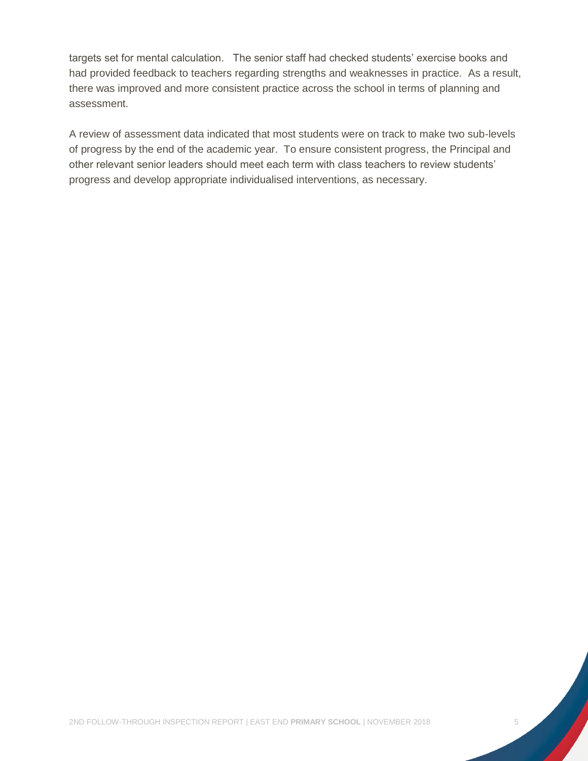targets set for mental calculation. The senior staff had checked students' exercise books and had provided feedback to teachers regarding strengths and weaknesses in practice. As a result, there was improved and more consistent practice across the school in terms of planning and assessment.

A review of assessment data indicated that most students were on track to make two sub-levels of progress by the end of the academic year. To ensure consistent progress, the Principal and other relevant senior leaders should meet each term with class teachers to review students' progress and develop appropriate individualised interventions, as necessary.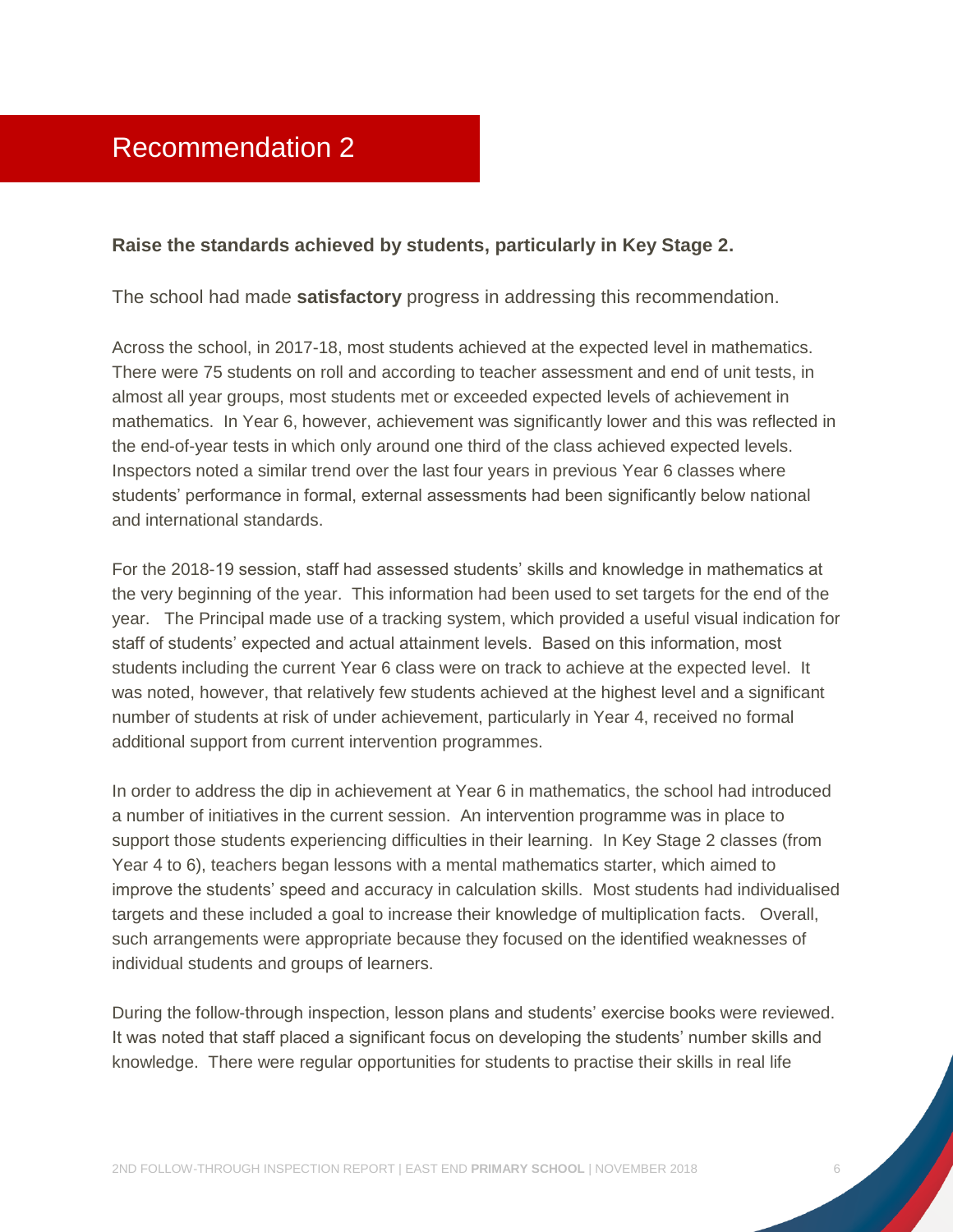# Recommendation 2

**Raise the standards achieved by students, particularly in Key Stage 2.**

The school had made **satisfactory** progress in addressing this recommendation.

Across the school, in 2017-18, most students achieved at the expected level in mathematics. There were 75 students on roll and according to teacher assessment and end of unit tests, in almost all year groups, most students met or exceeded expected levels of achievement in mathematics. In Year 6, however, achievement was significantly lower and this was reflected in the end-of-year tests in which only around one third of the class achieved expected levels. Inspectors noted a similar trend over the last four years in previous Year 6 classes where students' performance in formal, external assessments had been significantly below national and international standards.

For the 2018-19 session, staff had assessed students' skills and knowledge in mathematics at the very beginning of the year. This information had been used to set targets for the end of the year. The Principal made use of a tracking system, which provided a useful visual indication for staff of students' expected and actual attainment levels. Based on this information, most students including the current Year 6 class were on track to achieve at the expected level. It was noted, however, that relatively few students achieved at the highest level and a significant number of students at risk of under achievement, particularly in Year 4, received no formal additional support from current intervention programmes.

In order to address the dip in achievement at Year 6 in mathematics, the school had introduced a number of initiatives in the current session. An intervention programme was in place to support those students experiencing difficulties in their learning. In Key Stage 2 classes (from Year 4 to 6), teachers began lessons with a mental mathematics starter, which aimed to improve the students' speed and accuracy in calculation skills. Most students had individualised targets and these included a goal to increase their knowledge of multiplication facts. Overall, such arrangements were appropriate because they focused on the identified weaknesses of individual students and groups of learners.

During the follow-through inspection, lesson plans and students' exercise books were reviewed. It was noted that staff placed a significant focus on developing the students' number skills and knowledge. There were regular opportunities for students to practise their skills in real life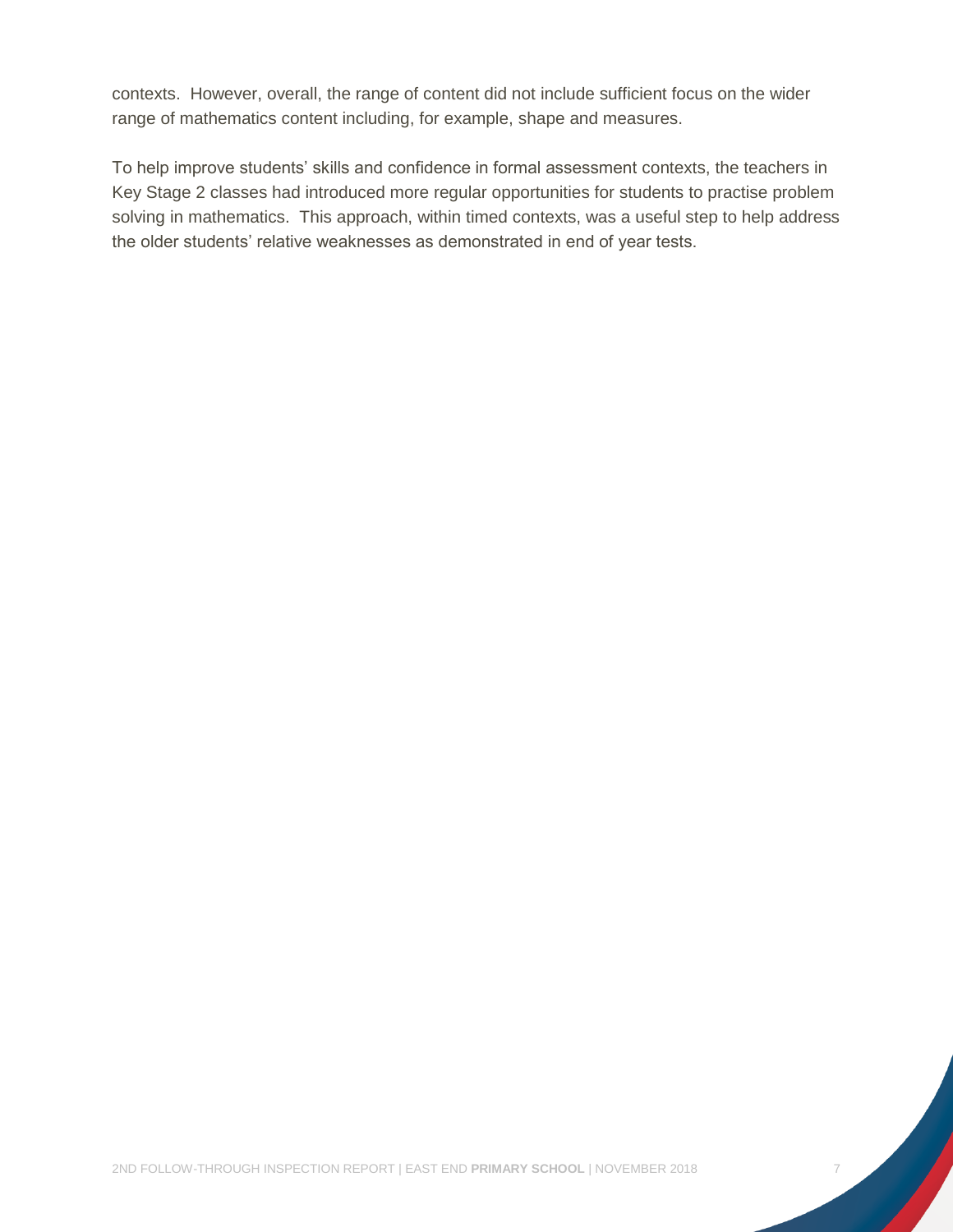contexts. However, overall, the range of content did not include sufficient focus on the wider range of mathematics content including, for example, shape and measures.

To help improve students' skills and confidence in formal assessment contexts, the teachers in Key Stage 2 classes had introduced more regular opportunities for students to practise problem solving in mathematics. This approach, within timed contexts, was a useful step to help address the older students' relative weaknesses as demonstrated in end of year tests.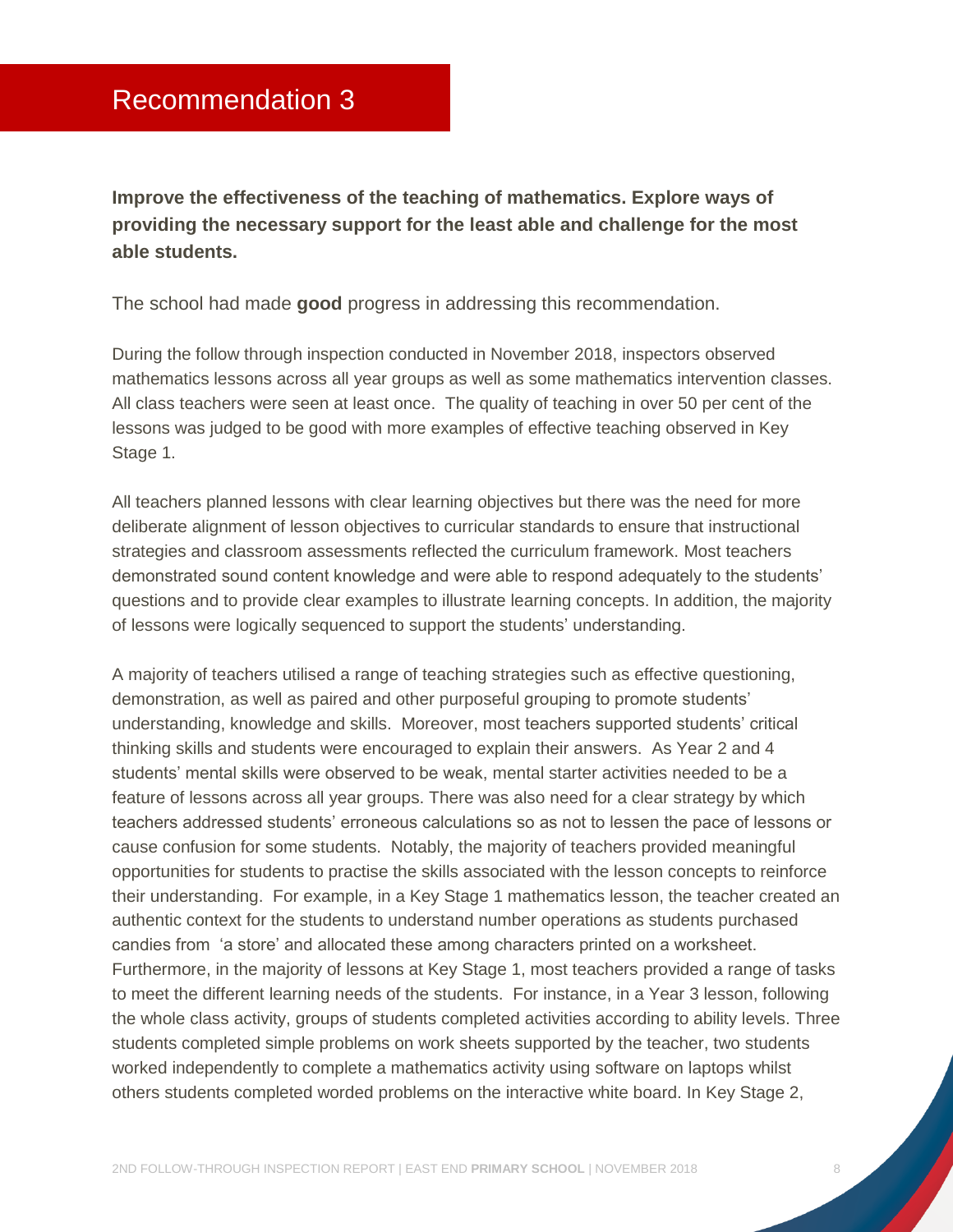# Recommendation 3

**Improve the effectiveness of the teaching of mathematics. Explore ways of providing the necessary support for the least able and challenge for the most able students.**

The school had made **good** progress in addressing this recommendation.

During the follow through inspection conducted in November 2018, inspectors observed mathematics lessons across all year groups as well as some mathematics intervention classes. All class teachers were seen at least once. The quality of teaching in over 50 per cent of the lessons was judged to be good with more examples of effective teaching observed in Key Stage 1.

All teachers planned lessons with clear learning objectives but there was the need for more deliberate alignment of lesson objectives to curricular standards to ensure that instructional strategies and classroom assessments reflected the curriculum framework. Most teachers demonstrated sound content knowledge and were able to respond adequately to the students' questions and to provide clear examples to illustrate learning concepts. In addition, the majority of lessons were logically sequenced to support the students' understanding.

A majority of teachers utilised a range of teaching strategies such as effective questioning, demonstration, as well as paired and other purposeful grouping to promote students' understanding, knowledge and skills. Moreover, most teachers supported students' critical thinking skills and students were encouraged to explain their answers. As Year 2 and 4 students' mental skills were observed to be weak, mental starter activities needed to be a feature of lessons across all year groups. There was also need for a clear strategy by which teachers addressed students' erroneous calculations so as not to lessen the pace of lessons or cause confusion for some students. Notably, the majority of teachers provided meaningful opportunities for students to practise the skills associated with the lesson concepts to reinforce their understanding. For example, in a Key Stage 1 mathematics lesson, the teacher created an authentic context for the students to understand number operations as students purchased candies from 'a store' and allocated these among characters printed on a worksheet. Furthermore, in the majority of lessons at Key Stage 1, most teachers provided a range of tasks to meet the different learning needs of the students. For instance, in a Year 3 lesson, following the whole class activity, groups of students completed activities according to ability levels. Three students completed simple problems on work sheets supported by the teacher, two students worked independently to complete a mathematics activity using software on laptops whilst others students completed worded problems on the interactive white board. In Key Stage 2,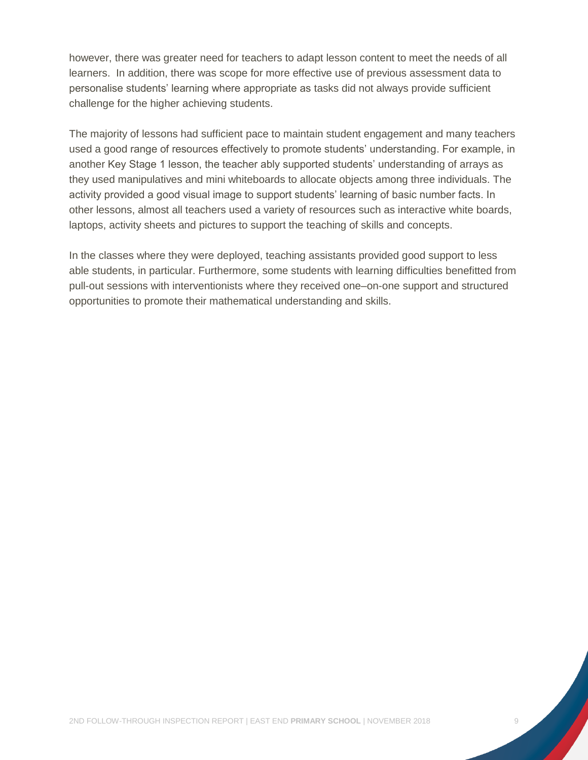however, there was greater need for teachers to adapt lesson content to meet the needs of all learners.  In addition, there was scope for more effective use of previous assessment data to personalise students' learning where appropriate as tasks did not always provide sufficient challenge for the higher achieving students.

The majority of lessons had sufficient pace to maintain student engagement and many teachers used a good range of resources effectively to promote students' understanding. For example, in another Key Stage 1 lesson, the teacher ably supported students' understanding of arrays as they used manipulatives and mini whiteboards to allocate objects among three individuals. The activity provided a good visual image to support students' learning of basic number facts. In other lessons, almost all teachers used a variety of resources such as interactive white boards, laptops, activity sheets and pictures to support the teaching of skills and concepts.

In the classes where they were deployed, teaching assistants provided good support to less able students, in particular. Furthermore, some students with learning difficulties benefitted from pull-out sessions with interventionists where they received one–on-one support and structured opportunities to promote their mathematical understanding and skills.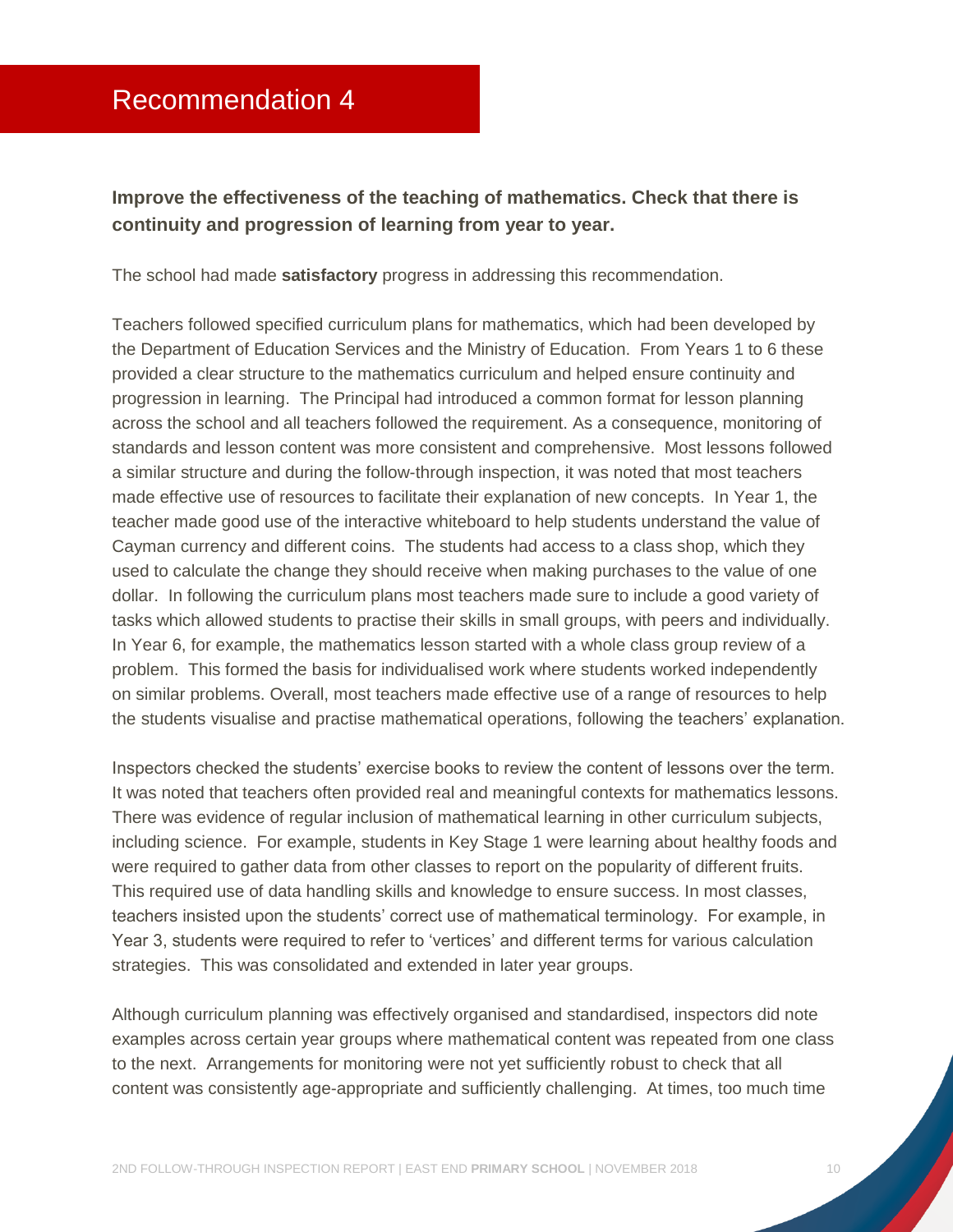## Recommendation 4

**Improve the effectiveness of the teaching of mathematics. Check that there is continuity and progression of learning from year to year.**

The school had made **satisfactory** progress in addressing this recommendation.

Teachers followed specified curriculum plans for mathematics, which had been developed by the Department of Education Services and the Ministry of Education. From Years 1 to 6 these provided a clear structure to the mathematics curriculum and helped ensure continuity and progression in learning. The Principal had introduced a common format for lesson planning across the school and all teachers followed the requirement. As a consequence, monitoring of standards and lesson content was more consistent and comprehensive. Most lessons followed a similar structure and during the follow-through inspection, it was noted that most teachers made effective use of resources to facilitate their explanation of new concepts. In Year 1, the teacher made good use of the interactive whiteboard to help students understand the value of Cayman currency and different coins. The students had access to a class shop, which they used to calculate the change they should receive when making purchases to the value of one dollar. In following the curriculum plans most teachers made sure to include a good variety of tasks which allowed students to practise their skills in small groups, with peers and individually. In Year 6, for example, the mathematics lesson started with a whole class group review of a problem. This formed the basis for individualised work where students worked independently on similar problems. Overall, most teachers made effective use of a range of resources to help the students visualise and practise mathematical operations, following the teachers' explanation.

Inspectors checked the students' exercise books to review the content of lessons over the term. It was noted that teachers often provided real and meaningful contexts for mathematics lessons. There was evidence of regular inclusion of mathematical learning in other curriculum subjects, including science. For example, students in Key Stage 1 were learning about healthy foods and were required to gather data from other classes to report on the popularity of different fruits. This required use of data handling skills and knowledge to ensure success. In most classes, teachers insisted upon the students' correct use of mathematical terminology. For example, in Year 3, students were required to refer to 'vertices' and different terms for various calculation strategies. This was consolidated and extended in later year groups.

Although curriculum planning was effectively organised and standardised, inspectors did note examples across certain year groups where mathematical content was repeated from one class to the next. Arrangements for monitoring were not yet sufficiently robust to check that all content was consistently age-appropriate and sufficiently challenging. At times, too much time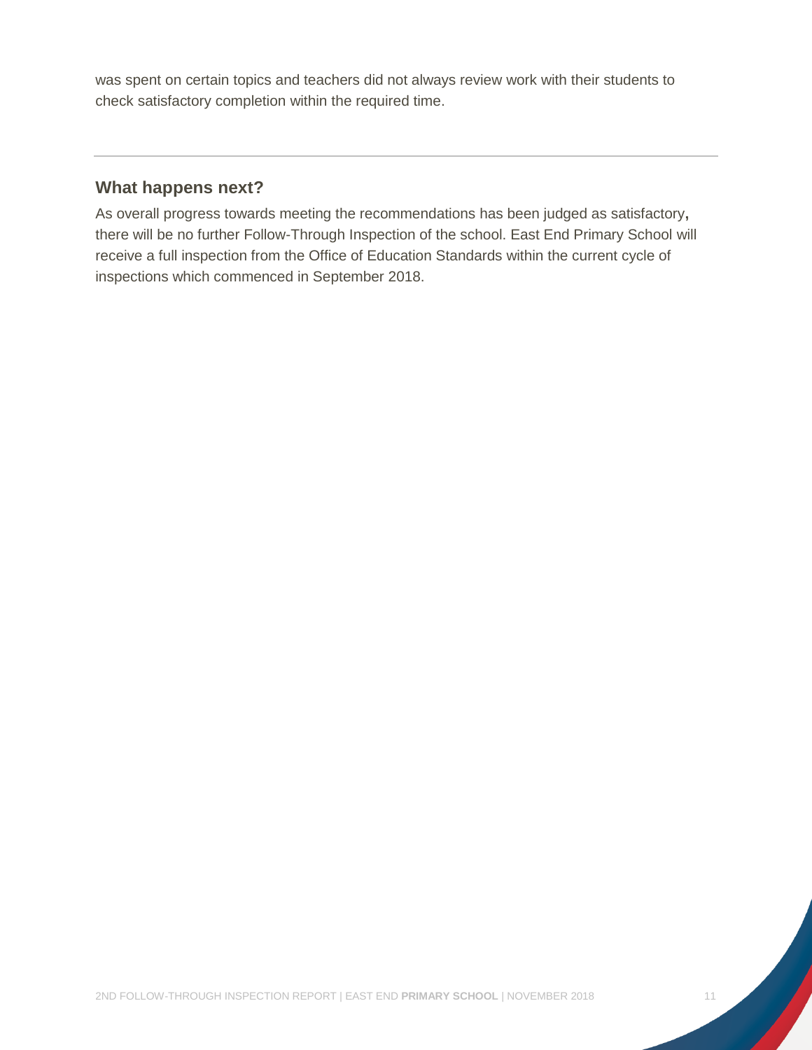was spent on certain topics and teachers did not always review work with their students to check satisfactory completion within the required time.

---

## What happens next?

As overall progress towards meeting the recommendations has been judged as satisfactory, there will be no further Follow-Through Inspection of the school. East End Primary School will receive a full inspection from the Office of Education Standards within the current cycle of inspections which commenced in September 2018.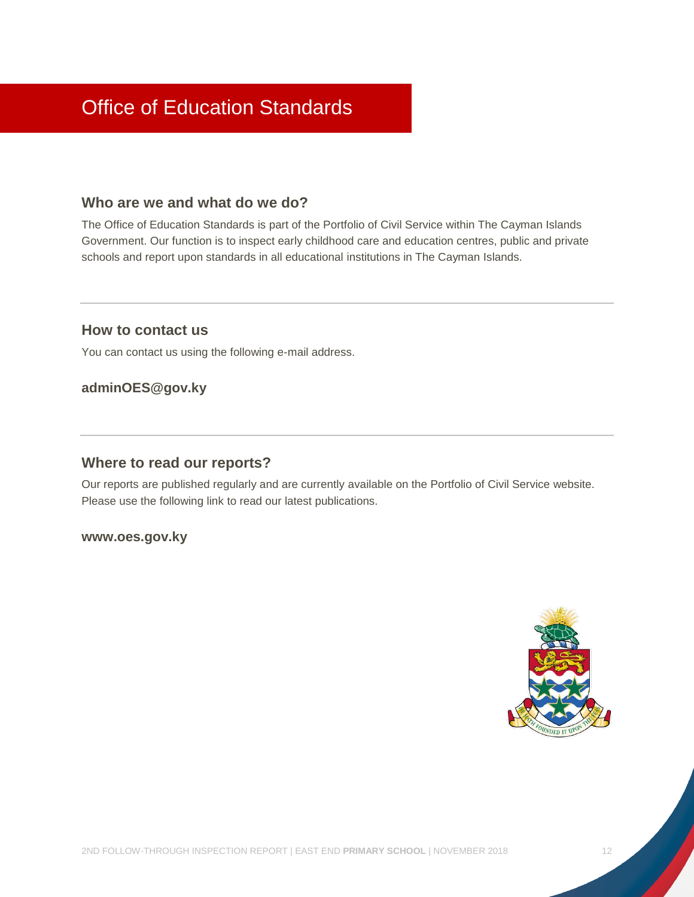# Office of Education Standards

## Who are we and what do we do?

The Office of Education Standards is part of the Portfolio of Civil Service within The Cayman Islands Government. Our function is to inspect early childhood care and education centres, public and private schools and report upon standards in all educational institutions in The Cayman Islands.

---

## How to contact us

You can contact us using the following e-mail address.

**adminOES@gov.ky**

---

## Where to read our reports?

Our reports are published regularly and are currently available on the Portfolio of Civil Service website. Please use the following link to read our latest publications.

**www.oes.gov.ky**